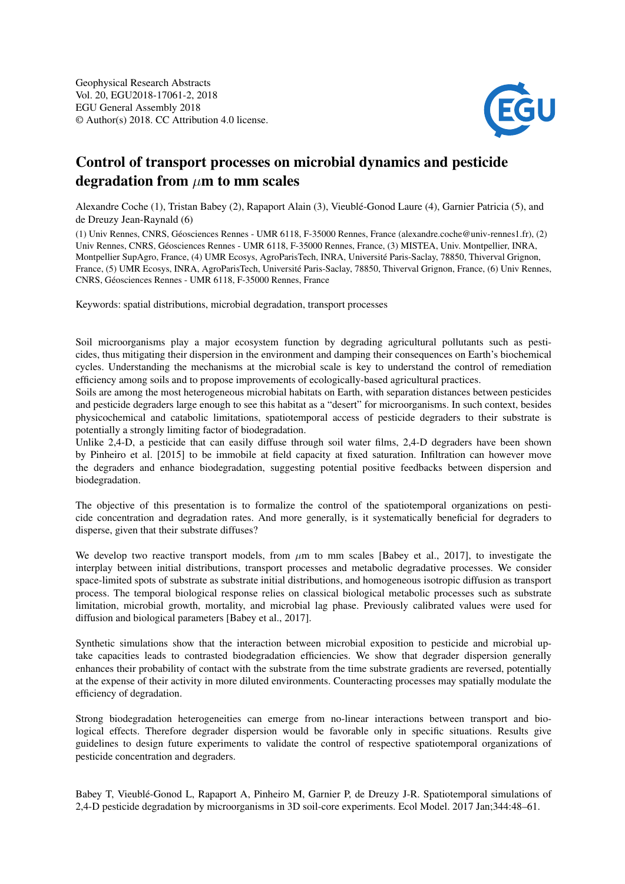Geophysical Research Abstracts
Vol. 20, EGU2018-17061-2, 2018
EGU General Assembly 2018
© Author(s) 2018. CC Attribution 4.0 license.

# Control of transport processes on microbial dynamics and pesticide degradation from $\mu$m to mm scales

Alexandre Coche (1), Tristan Babey (2), Rapaport Alain (3), Vieublé-Gonod Laure (4), Garnier Patricia (5), and de Dreuzy Jean-Raynald (6)

(1) Univ Rennes, CNRS, Géosciences Rennes - UMR 6118, F-35000 Rennes, France (alexandre.coche@univ-rennes1.fr), (2) Univ Rennes, CNRS, Géosciences Rennes - UMR 6118, F-35000 Rennes, France, (3) MISTEA, Univ. Montpellier, INRA, Montpellier SupAgro, France, (4) UMR Ecosys, AgroParisTech, INRA, Université Paris-Saclay, 78850, Thiverval Grignon, France, (5) UMR Ecosys, INRA, AgroParisTech, Université Paris-Saclay, 78850, Thiverval Grignon, France, (6) Univ Rennes, CNRS, Géosciences Rennes - UMR 6118, F-35000 Rennes, France

Keywords: spatial distributions, microbial degradation, transport processes

Soil microorganisms play a major ecosystem function by degrading agricultural pollutants such as pesticides, thus mitigating their dispersion in the environment and damping their consequences on Earth's biochemical cycles. Understanding the mechanisms at the microbial scale is key to understand the control of remediation efficiency among soils and to propose improvements of ecologically-based agricultural practices.
Soils are among the most heterogeneous microbial habitats on Earth, with separation distances between pesticides and pesticide degraders large enough to see this habitat as a "desert" for microorganisms. In such context, besides physicochemical and catabolic limitations, spatiotemporal access of pesticide degraders to their substrate is potentially a strongly limiting factor of biodegradation.
Unlike 2,4-D, a pesticide that can easily diffuse through soil water films, 2,4-D degraders have been shown by Pinheiro et al. [2015] to be immobile at field capacity at fixed saturation. Infiltration can however move the degraders and enhance biodegradation, suggesting potential positive feedbacks between dispersion and biodegradation.

The objective of this presentation is to formalize the control of the spatiotemporal organizations on pesticide concentration and degradation rates. And more generally, is it systematically beneficial for degraders to disperse, given that their substrate diffuses?

We develop two reactive transport models, from $\mu$m to mm scales [Babey et al., 2017], to investigate the interplay between initial distributions, transport processes and metabolic degradative processes. We consider space-limited spots of substrate as substrate initial distributions, and homogeneous isotropic diffusion as transport process. The temporal biological response relies on classical biological metabolic processes such as substrate limitation, microbial growth, mortality, and microbial lag phase. Previously calibrated values were used for diffusion and biological parameters [Babey et al., 2017].

Synthetic simulations show that the interaction between microbial exposition to pesticide and microbial uptake capacities leads to contrasted biodegradation efficiencies. We show that degrader dispersion generally enhances their probability of contact with the substrate from the time substrate gradients are reversed, potentially at the expense of their activity in more diluted environments. Counteracting processes may spatially modulate the efficiency of degradation.

Strong biodegradation heterogeneities can emerge from no-linear interactions between transport and biological effects. Therefore degrader dispersion would be favorable only in specific situations. Results give guidelines to design future experiments to validate the control of respective spatiotemporal organizations of pesticide concentration and degraders.

Babey T, Vieublé-Gonod L, Rapaport A, Pinheiro M, Garnier P, de Dreuzy J-R. Spatiotemporal simulations of 2,4-D pesticide degradation by microorganisms in 3D soil-core experiments. Ecol Model. 2017 Jan;344:48–61.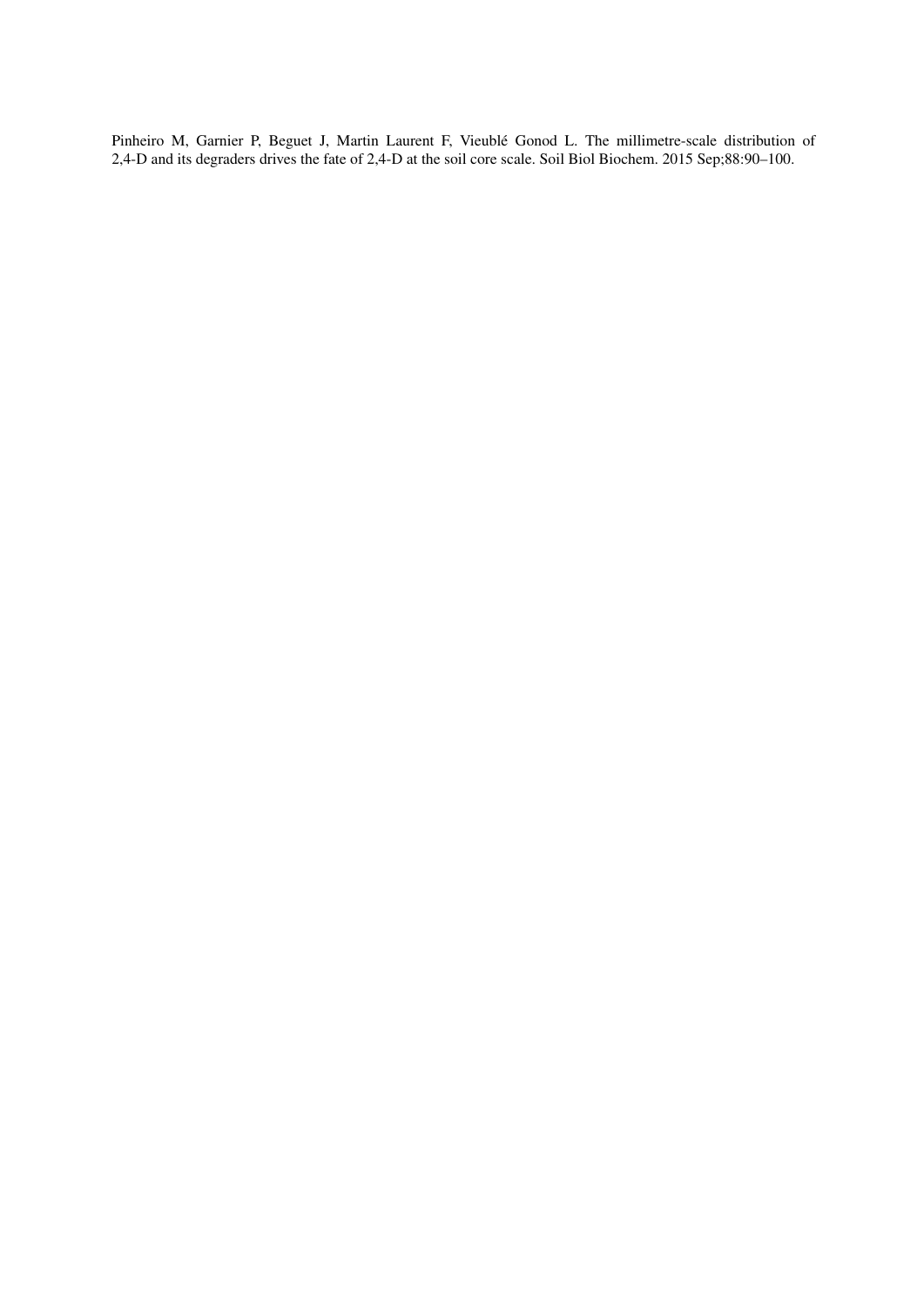Pinheiro M, Garnier P, Beguet J, Martin Laurent F, Vieublé Gonod L. The millimetre-scale distribution of 2,4-D and its degraders drives the fate of 2,4-D at the soil core scale. Soil Biol Biochem. 2015 Sep;88:90–100.